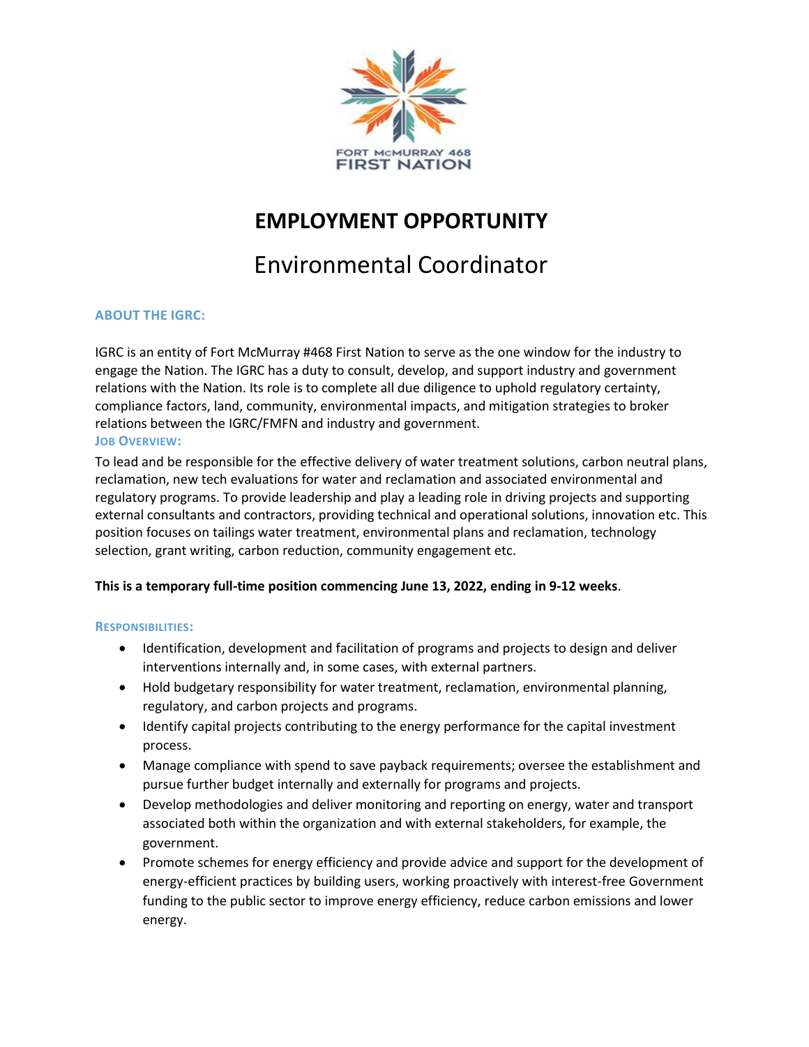FORT MCMURRAY 468
FIRST NATION

# EMPLOYMENT OPPORTUNITY

## Environmental Coordinator

### ABOUT THE IGRC:

IGRC is an entity of Fort McMurray #468 First Nation to serve as the one window for the industry to engage the Nation. The IGRC has a duty to consult, develop, and support industry and government relations with the Nation. Its role is to complete all due diligence to uphold regulatory certainty, compliance factors, land, community, environmental impacts, and mitigation strategies to broker relations between the IGRC/FMFN and industry and government.

### JOB OVERVIEW:

To lead and be responsible for the effective delivery of water treatment solutions, carbon neutral plans, reclamation, new tech evaluations for water and reclamation and associated environmental and regulatory programs. To provide leadership and play a leading role in driving projects and supporting external consultants and contractors, providing technical and operational solutions, innovation etc. This position focuses on tailings water treatment, environmental plans and reclamation, technology selection, grant writing, carbon reduction, community engagement etc.

**This is a temporary full-time position commencing June 13, 2022, ending in 9-12 weeks**.

### RESPONSIBILITIES:

- Identification, development and facilitation of programs and projects to design and deliver interventions internally and, in some cases, with external partners.
- Hold budgetary responsibility for water treatment, reclamation, environmental planning, regulatory, and carbon projects and programs.
- Identify capital projects contributing to the energy performance for the capital investment process.
- Manage compliance with spend to save payback requirements; oversee the establishment and pursue further budget internally and externally for programs and projects.
- Develop methodologies and deliver monitoring and reporting on energy, water and transport associated both within the organization and with external stakeholders, for example, the government.
- Promote schemes for energy efficiency and provide advice and support for the development of energy-efficient practices by building users, working proactively with interest-free Government funding to the public sector to improve energy efficiency, reduce carbon emissions and lower energy.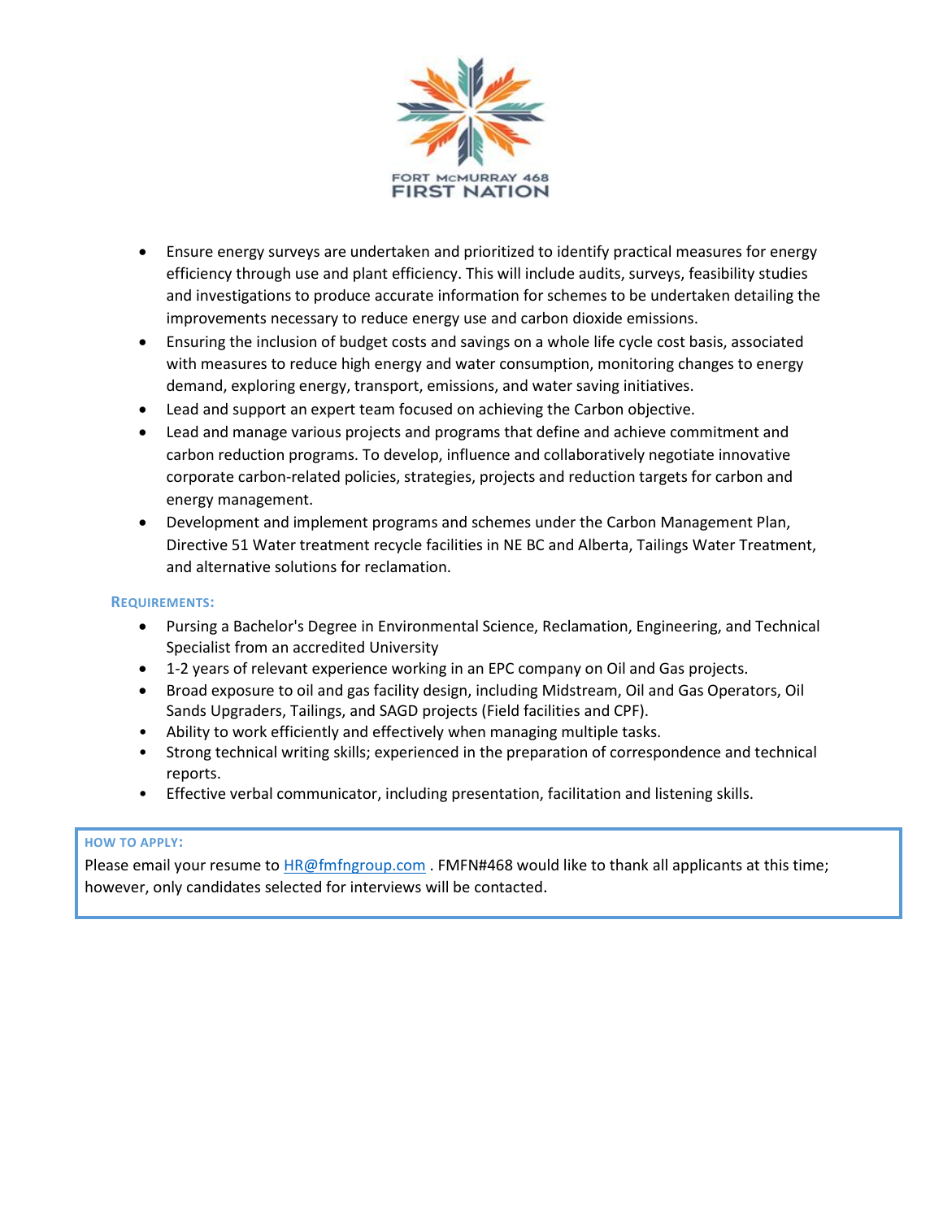FORT MCMURRAY 468 FIRST NATION

- Ensure energy surveys are undertaken and prioritized to identify practical measures for energy efficiency through use and plant efficiency. This will include audits, surveys, feasibility studies and investigations to produce accurate information for schemes to be undertaken detailing the improvements necessary to reduce energy use and carbon dioxide emissions.
- Ensuring the inclusion of budget costs and savings on a whole life cycle cost basis, associated with measures to reduce high energy and water consumption, monitoring changes to energy demand, exploring energy, transport, emissions, and water saving initiatives.
- Lead and support an expert team focused on achieving the Carbon objective.
- Lead and manage various projects and programs that define and achieve commitment and carbon reduction programs. To develop, influence and collaboratively negotiate innovative corporate carbon-related policies, strategies, projects and reduction targets for carbon and energy management.
- Development and implement programs and schemes under the Carbon Management Plan, Directive 51 Water treatment recycle facilities in NE BC and Alberta, Tailings Water Treatment, and alternative solutions for reclamation.

### REQUIREMENTS:

- Pursing a Bachelor's Degree in Environmental Science, Reclamation, Engineering, and Technical Specialist from an accredited University
- 1-2 years of relevant experience working in an EPC company on Oil and Gas projects.
- Broad exposure to oil and gas facility design, including Midstream, Oil and Gas Operators, Oil Sands Upgraders, Tailings, and SAGD projects (Field facilities and CPF).
- Ability to work efficiently and effectively when managing multiple tasks.
- Strong technical writing skills; experienced in the preparation of correspondence and technical reports.
- Effective verbal communicator, including presentation, facilitation and listening skills.

### HOW TO APPLY:

Please email your resume to HR@fmfngroup.com . FMFN#468 would like to thank all applicants at this time; however, only candidates selected for interviews will be contacted.